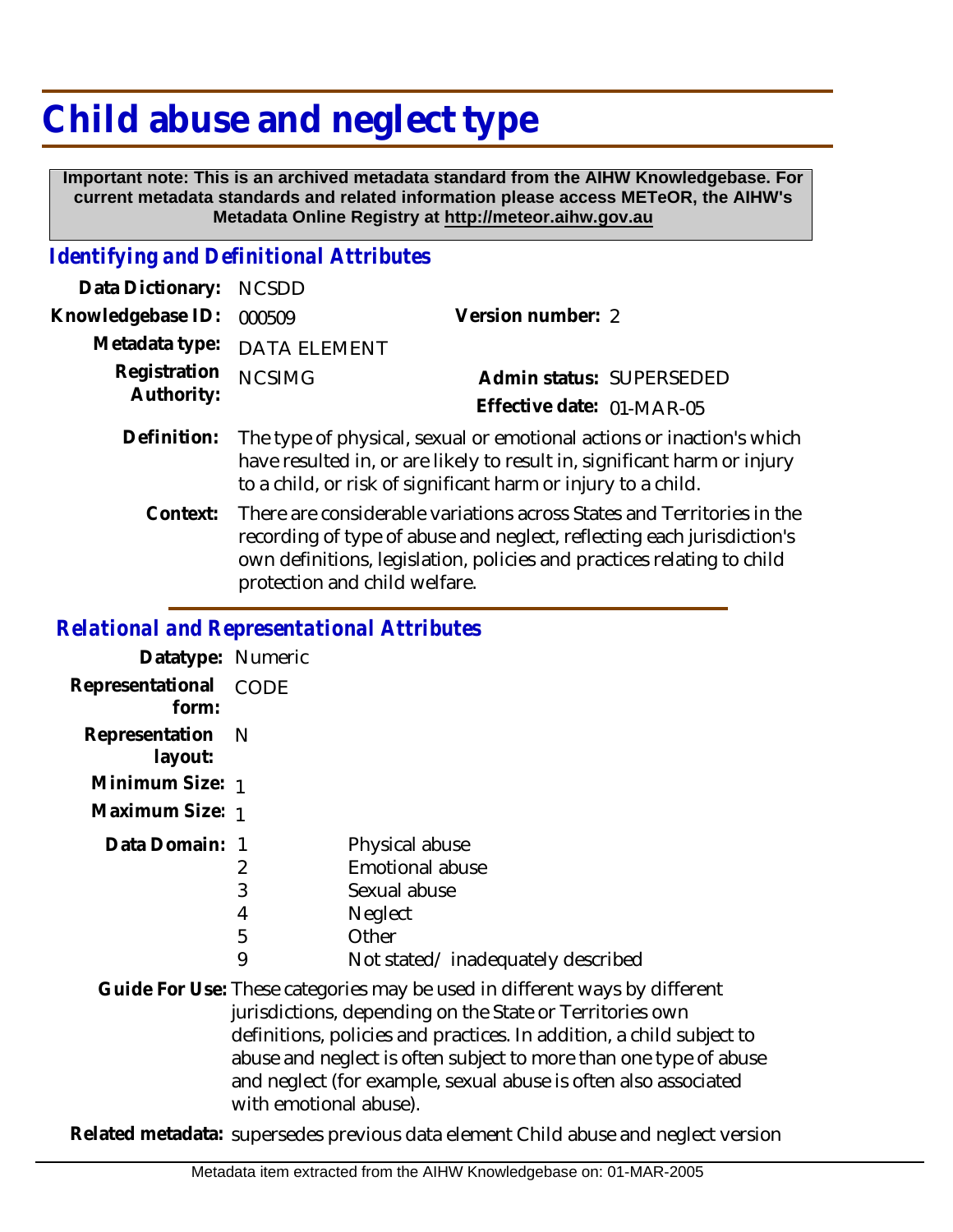# Child abuse and neglect type

**Important note: This is an archived metadata standard from the AIHW Knowledgebase. For current metadata standards and related information please access METeOR, the AIHW's Metadata Online Registry at http://meteor.aihw.gov.au**

## Identifying and Definitional Attributes

**Data Dictionary:** NCSDD

**Knowledgebase ID:** 000509 **Version number:** 2

**Metadata type:** DATA ELEMENT

**Registration Authority:** NCSIMG **Admin status:** SUPERSEDED

**Effective date:** 01-MAR-05

**Definition:** The type of physical, sexual or emotional actions or inaction's which have resulted in, or are likely to result in, significant harm or injury to a child, or risk of significant harm or injury to a child.

**Context:** There are considerable variations across States and Territories in the recording of type of abuse and neglect, reflecting each jurisdiction's own definitions, legislation, policies and practices relating to child protection and child welfare.

## Relational and Representational Attributes

**Datatype:** Numeric

**Representational form:** CODE

**Representation layout:** N

**Minimum Size:** 1

**Maximum Size:** 1

**Data Domain:**

| Code | Description |
|---|---|
| 1 | Physical abuse |
| 2 | Emotional abuse |
| 3 | Sexual abuse |
| 4 | Neglect |
| 5 | Other |
| 9 | Not stated/ inadequately described |

**Guide For Use:** These categories may be used in different ways by different jurisdictions, depending on the State or Territories own definitions, policies and practices. In addition, a child subject to abuse and neglect is often subject to more than one type of abuse and neglect (for example, sexual abuse is often also associated with emotional abuse).

**Related metadata:** supersedes previous data element Child abuse and neglect version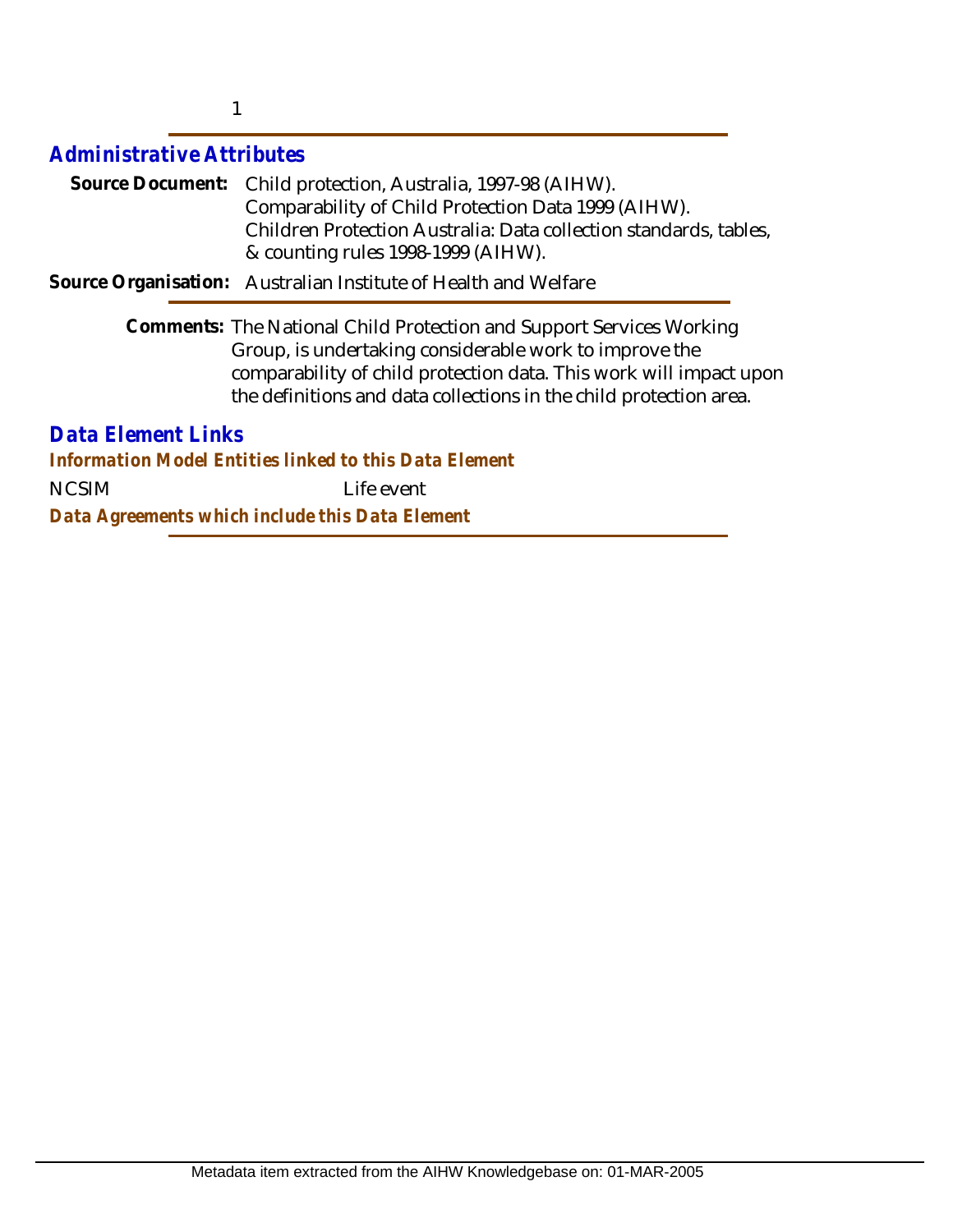1

## Administrative Attributes

**Source Document:** Child protection, Australia, 1997-98 (AIHW).
Comparability of Child Protection Data 1999 (AIHW).
Children Protection Australia: Data collection standards, tables, & counting rules 1998-1999 (AIHW).

**Source Organisation:** Australian Institute of Health and Welfare

**Comments:** The National Child Protection and Support Services Working Group, is undertaking considerable work to improve the comparability of child protection data. This work will impact upon the definitions and data collections in the child protection area.

## Data Element Links

### Information Model Entities linked to this Data Element

| | |
|---|---|
| NCSIM | Life event |

### Data Agreements which include this Data Element